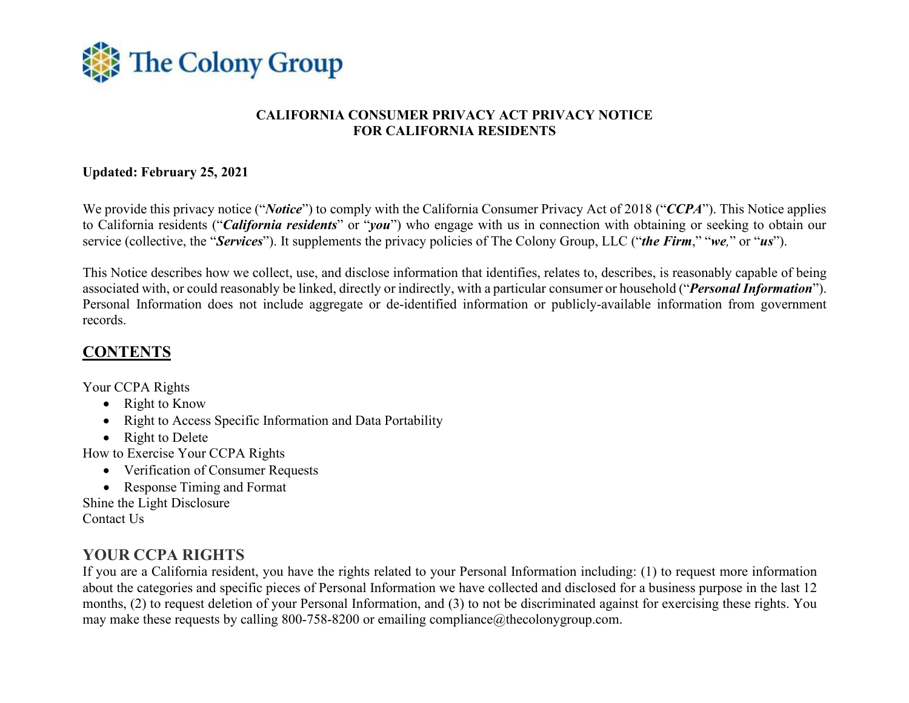The Colony Group

**CALIFORNIA CONSUMER PRIVACY ACT PRIVACY NOTICE**
**FOR CALIFORNIA RESIDENTS**

**Updated: February 25, 2021**

We provide this privacy notice ("***Notice***") to comply with the California Consumer Privacy Act of 2018 ("***CCPA***"). This Notice applies to California residents ("***California residents***" or "***you***") who engage with us in connection with obtaining or seeking to obtain our service (collective, the "***Services***"). It supplements the privacy policies of The Colony Group, LLC ("***the Firm***," "***we,***" or "***us***").

This Notice describes how we collect, use, and disclose information that identifies, relates to, describes, is reasonably capable of being associated with, or could reasonably be linked, directly or indirectly, with a particular consumer or household ("***Personal Information***"). Personal Information does not include aggregate or de-identified information or publicly-available information from government records.

## CONTENTS

Your CCPA Rights
- Right to Know
- Right to Access Specific Information and Data Portability
- Right to Delete

How to Exercise Your CCPA Rights
- Verification of Consumer Requests
- Response Timing and Format

Shine the Light Disclosure
Contact Us

## YOUR CCPA RIGHTS

If you are a California resident, you have the rights related to your Personal Information including: (1) to request more information about the categories and specific pieces of Personal Information we have collected and disclosed for a business purpose in the last 12 months, (2) to request deletion of your Personal Information, and (3) to not be discriminated against for exercising these rights. You may make these requests by calling 800-758-8200 or emailing compliance@thecolonygroup.com.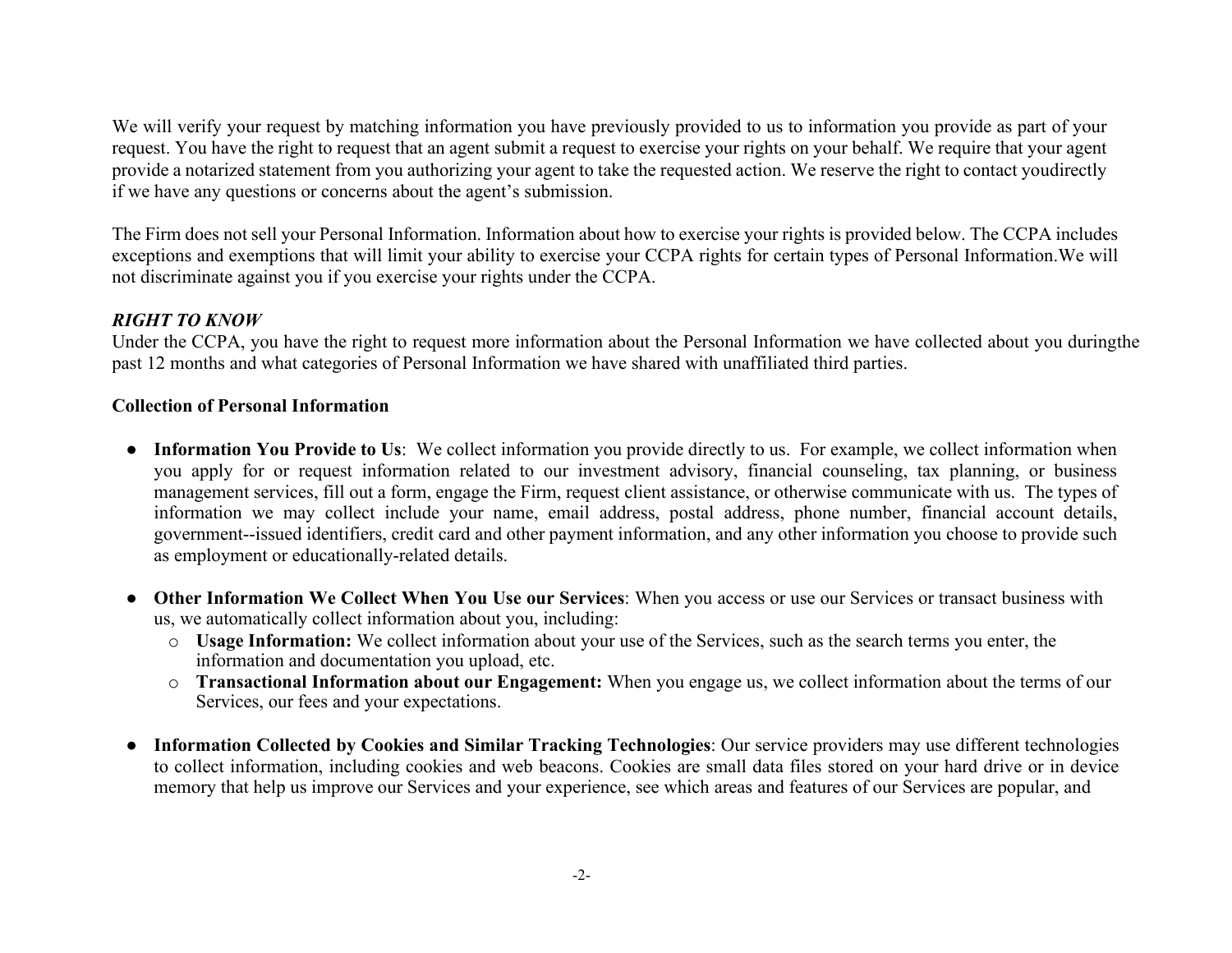We will verify your request by matching information you have previously provided to us to information you provide as part of your request. You have the right to request that an agent submit a request to exercise your rights on your behalf. We require that your agent provide a notarized statement from you authorizing your agent to take the requested action. We reserve the right to contact youdirectly if we have any questions or concerns about the agent's submission.

The Firm does not sell your Personal Information. Information about how to exercise your rights is provided below. The CCPA includes exceptions and exemptions that will limit your ability to exercise your CCPA rights for certain types of Personal Information.We will not discriminate against you if you exercise your rights under the CCPA.

***RIGHT TO KNOW***

Under the CCPA, you have the right to request more information about the Personal Information we have collected about you duringthe past 12 months and what categories of Personal Information we have shared with unaffiliated third parties.

**Collection of Personal Information**

- **Information You Provide to Us**: We collect information you provide directly to us. For example, we collect information when you apply for or request information related to our investment advisory, financial counseling, tax planning, or business management services, fill out a form, engage the Firm, request client assistance, or otherwise communicate with us. The types of information we may collect include your name, email address, postal address, phone number, financial account details, government--issued identifiers, credit card and other payment information, and any other information you choose to provide such as employment or educationally-related details.

- **Other Information We Collect When You Use our Services**: When you access or use our Services or transact business with us, we automatically collect information about you, including:
  - **Usage Information:** We collect information about your use of the Services, such as the search terms you enter, the information and documentation you upload, etc.
  - **Transactional Information about our Engagement:** When you engage us, we collect information about the terms of our Services, our fees and your expectations.

- **Information Collected by Cookies and Similar Tracking Technologies**: Our service providers may use different technologies to collect information, including cookies and web beacons. Cookies are small data files stored on your hard drive or in device memory that help us improve our Services and your experience, see which areas and features of our Services are popular, and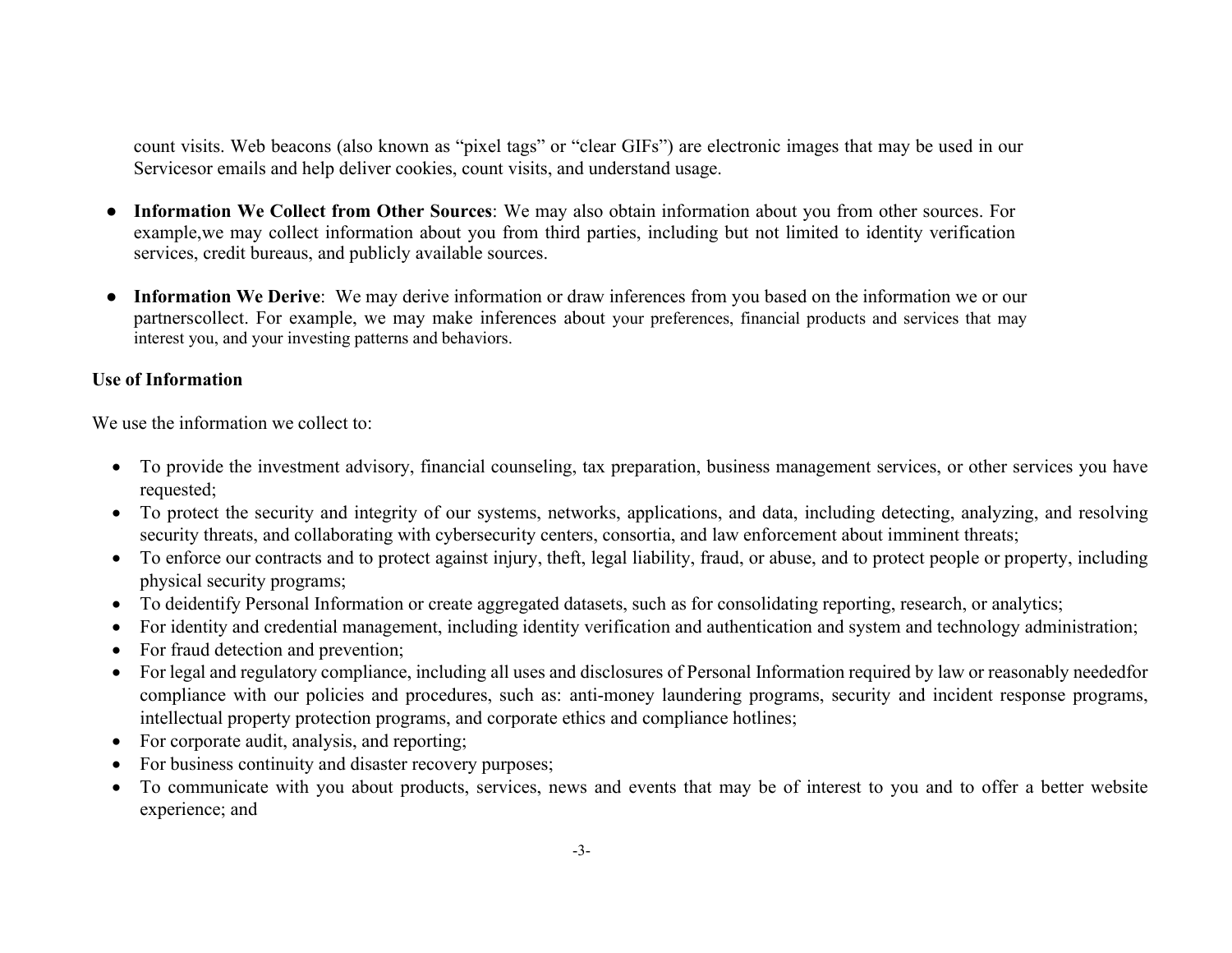count visits. Web beacons (also known as "pixel tags" or "clear GIFs") are electronic images that may be used in our Servicesor emails and help deliver cookies, count visits, and understand usage.

- **Information We Collect from Other Sources**: We may also obtain information about you from other sources. For example,we may collect information about you from third parties, including but not limited to identity verification services, credit bureaus, and publicly available sources.

- **Information We Derive**: We may derive information or draw inferences from you based on the information we or our partnerscollect. For example, we may make inferences about your preferences, financial products and services that may interest you, and your investing patterns and behaviors.

**Use of Information**

We use the information we collect to:

- To provide the investment advisory, financial counseling, tax preparation, business management services, or other services you have requested;
- To protect the security and integrity of our systems, networks, applications, and data, including detecting, analyzing, and resolving security threats, and collaborating with cybersecurity centers, consortia, and law enforcement about imminent threats;
- To enforce our contracts and to protect against injury, theft, legal liability, fraud, or abuse, and to protect people or property, including physical security programs;
- To deidentify Personal Information or create aggregated datasets, such as for consolidating reporting, research, or analytics;
- For identity and credential management, including identity verification and authentication and system and technology administration;
- For fraud detection and prevention;
- For legal and regulatory compliance, including all uses and disclosures of Personal Information required by law or reasonably neededfor compliance with our policies and procedures, such as: anti-money laundering programs, security and incident response programs, intellectual property protection programs, and corporate ethics and compliance hotlines;
- For corporate audit, analysis, and reporting;
- For business continuity and disaster recovery purposes;
- To communicate with you about products, services, news and events that may be of interest to you and to offer a better website experience; and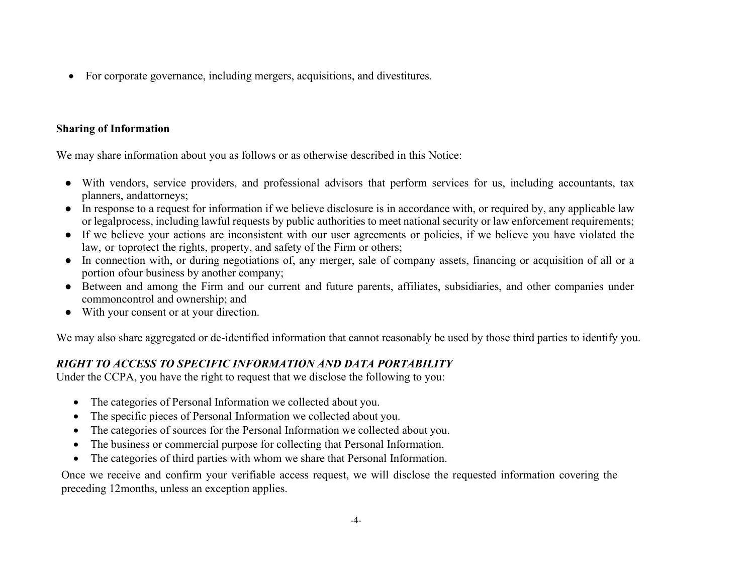- For corporate governance, including mergers, acquisitions, and divestitures.

**Sharing of Information**

We may share information about you as follows or as otherwise described in this Notice:

- With vendors, service providers, and professional advisors that perform services for us, including accountants, tax planners, andattorneys;
- In response to a request for information if we believe disclosure is in accordance with, or required by, any applicable law or legalprocess, including lawful requests by public authorities to meet national security or law enforcement requirements;
- If we believe your actions are inconsistent with our user agreements or policies, if we believe you have violated the law, or toprotect the rights, property, and safety of the Firm or others;
- In connection with, or during negotiations of, any merger, sale of company assets, financing or acquisition of all or a portion ofour business by another company;
- Between and among the Firm and our current and future parents, affiliates, subsidiaries, and other companies under commoncontrol and ownership; and
- With your consent or at your direction.

We may also share aggregated or de-identified information that cannot reasonably be used by those third parties to identify you.

***RIGHT TO ACCESS TO SPECIFIC INFORMATION AND DATA PORTABILITY***

Under the CCPA, you have the right to request that we disclose the following to you:

- The categories of Personal Information we collected about you.
- The specific pieces of Personal Information we collected about you.
- The categories of sources for the Personal Information we collected about you.
- The business or commercial purpose for collecting that Personal Information.
- The categories of third parties with whom we share that Personal Information.

Once we receive and confirm your verifiable access request, we will disclose the requested information covering the preceding 12months, unless an exception applies.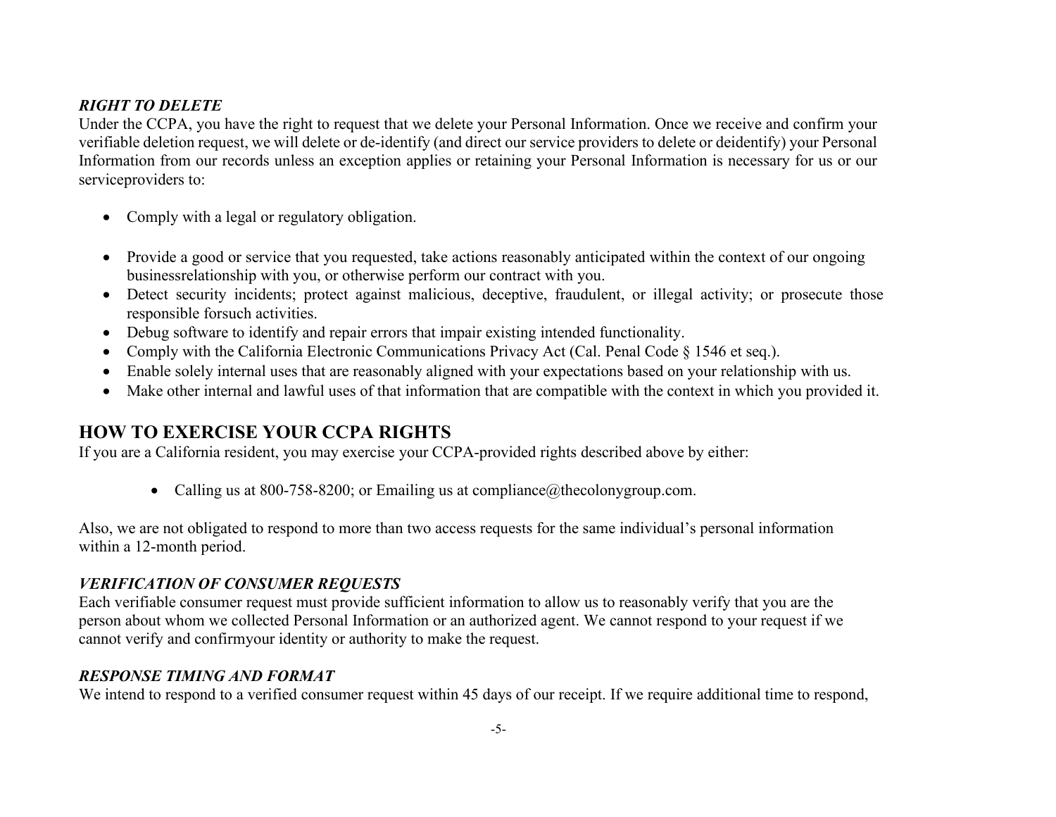### *RIGHT TO DELETE*

Under the CCPA, you have the right to request that we delete your Personal Information. Once we receive and confirm your verifiable deletion request, we will delete or de-identify (and direct our service providers to delete or deidentify) your Personal Information from our records unless an exception applies or retaining your Personal Information is necessary for us or our serviceproviders to:

- Comply with a legal or regulatory obligation.
- Provide a good or service that you requested, take actions reasonably anticipated within the context of our ongoing businessrelationship with you, or otherwise perform our contract with you.
- Detect security incidents; protect against malicious, deceptive, fraudulent, or illegal activity; or prosecute those responsible forsuch activities.
- Debug software to identify and repair errors that impair existing intended functionality.
- Comply with the California Electronic Communications Privacy Act (Cal. Penal Code § 1546 et seq.).
- Enable solely internal uses that are reasonably aligned with your expectations based on your relationship with us.
- Make other internal and lawful uses of that information that are compatible with the context in which you provided it.

## HOW TO EXERCISE YOUR CCPA RIGHTS

If you are a California resident, you may exercise your CCPA-provided rights described above by either:

- Calling us at 800-758-8200; or Emailing us at compliance@thecolonygroup.com.

Also, we are not obligated to respond to more than two access requests for the same individual's personal information within a 12-month period.

### *VERIFICATION OF CONSUMER REQUESTS*

Each verifiable consumer request must provide sufficient information to allow us to reasonably verify that you are the person about whom we collected Personal Information or an authorized agent. We cannot respond to your request if we cannot verify and confirmyour identity or authority to make the request.

### *RESPONSE TIMING AND FORMAT*

We intend to respond to a verified consumer request within 45 days of our receipt. If we require additional time to respond,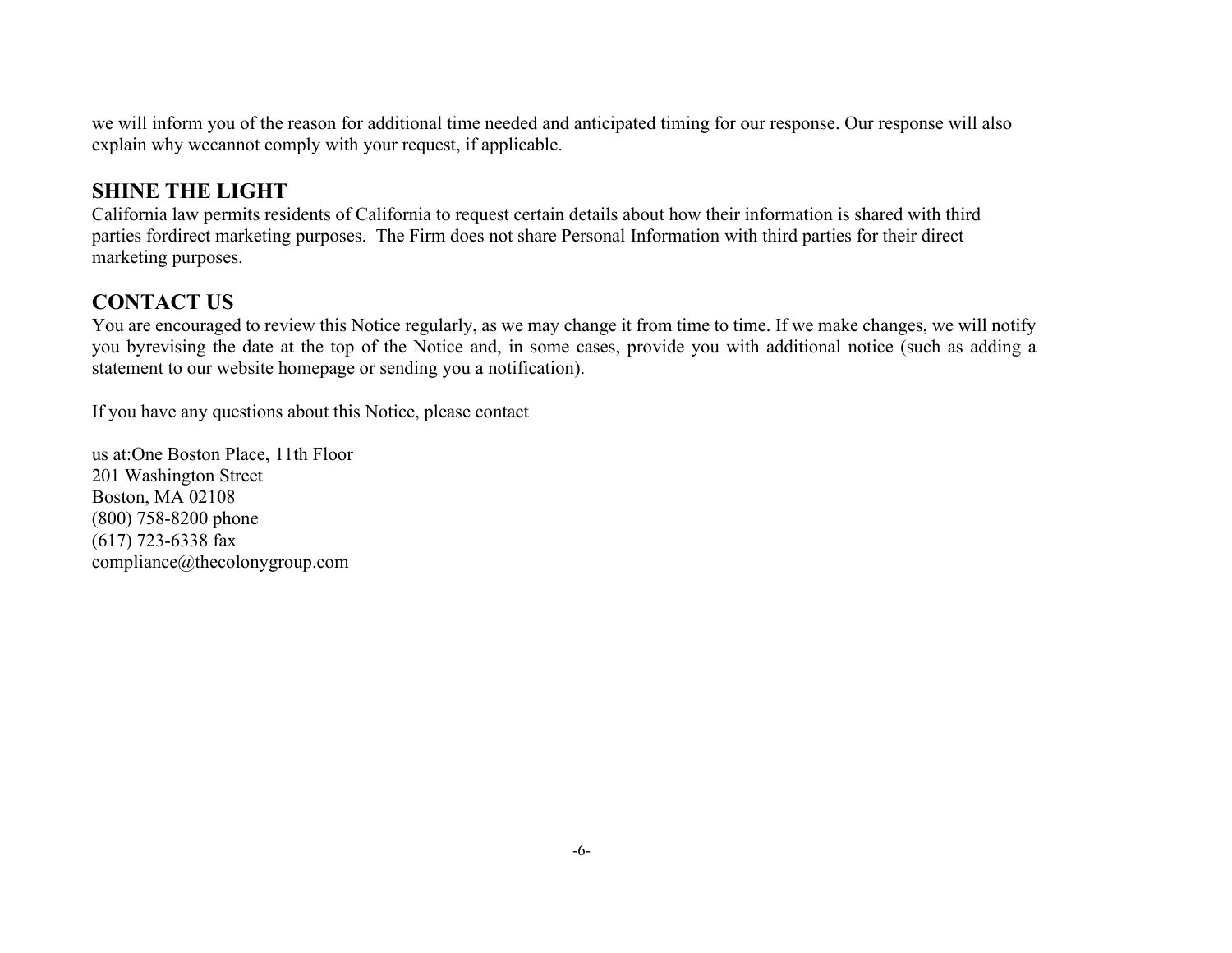we will inform you of the reason for additional time needed and anticipated timing for our response. Our response will also explain why wecannot comply with your request, if applicable.

## SHINE THE LIGHT

California law permits residents of California to request certain details about how their information is shared with third parties fordirect marketing purposes. The Firm does not share Personal Information with third parties for their direct marketing purposes.

## CONTACT US

You are encouraged to review this Notice regularly, as we may change it from time to time. If we make changes, we will notify you byrevising the date at the top of the Notice and, in some cases, provide you with additional notice (such as adding a statement to our website homepage or sending you a notification).

If you have any questions about this Notice, please contact

us at:One Boston Place, 11th Floor
201 Washington Street
Boston, MA 02108
(800) 758-8200 phone
(617) 723-6338 fax
compliance@thecolonygroup.com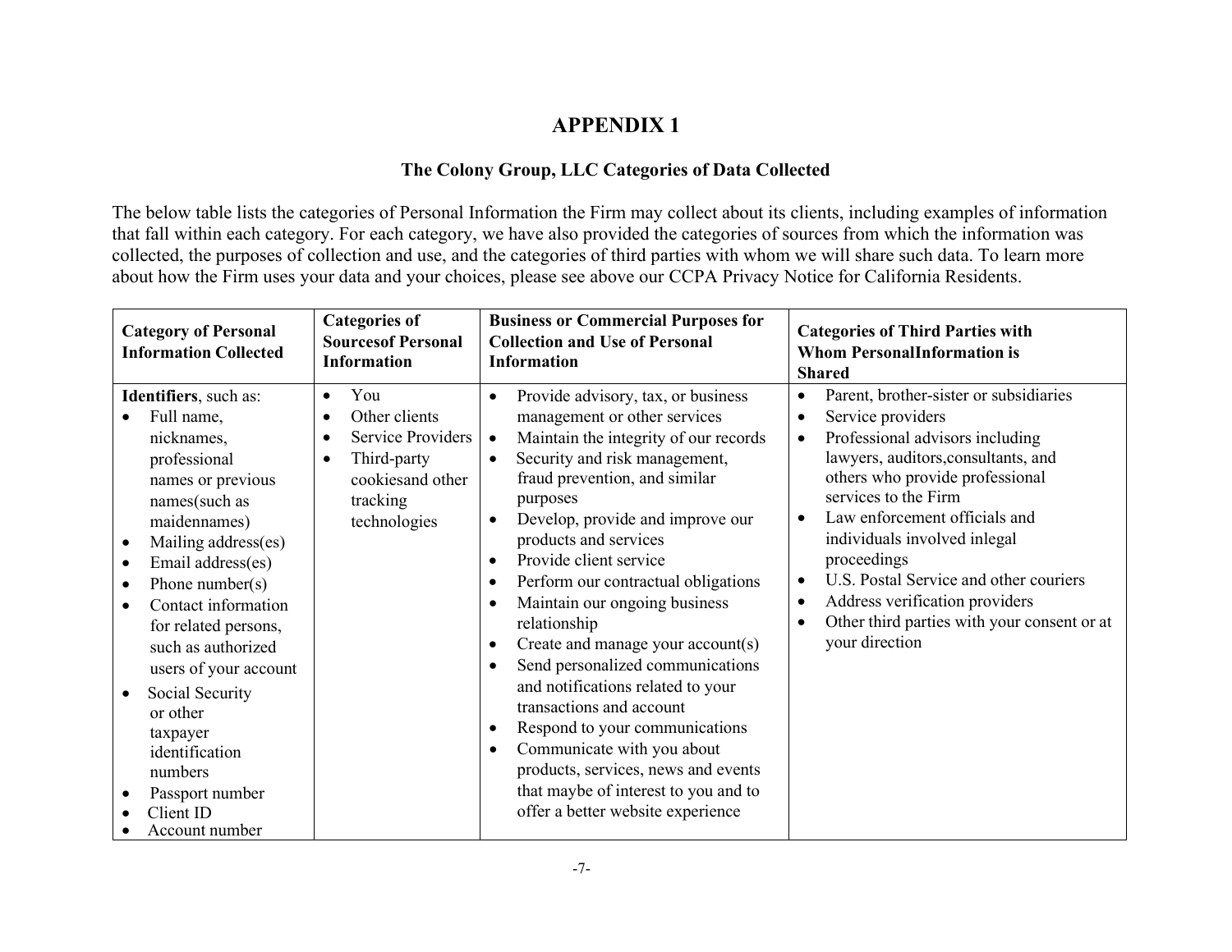# APPENDIX 1

## The Colony Group, LLC Categories of Data Collected

The below table lists the categories of Personal Information the Firm may collect about its clients, including examples of information that fall within each category. For each category, we have also provided the categories of sources from which the information was collected, the purposes of collection and use, and the categories of third parties with whom we will share such data. To learn more about how the Firm uses your data and your choices, please see above our CCPA Privacy Notice for California Residents.

| **Category of Personal Information Collected** | **Categories of Sourcesof Personal Information** | **Business or Commercial Purposes for Collection and Use of Personal Information** | **Categories of Third Parties with Whom PersonalInformation is Shared** |
|---|---|---|---|
| **Identifiers**, such as:<br>• Full name, nicknames, professional names or previous names(such as maidennames)<br>• Mailing address(es)<br>• Email address(es)<br>• Phone number(s)<br>• Contact information for related persons, such as authorized users of your account<br>• Social Security or other taxpayer identification numbers<br>• Passport number<br>• Client ID<br>• Account number | • You<br>• Other clients<br>• Service Providers<br>• Third-party cookiesand other tracking technologies | • Provide advisory, tax, or business management or other services<br>• Maintain the integrity of our records<br>• Security and risk management, fraud prevention, and similar purposes<br>• Develop, provide and improve our products and services<br>• Provide client service<br>• Perform our contractual obligations<br>• Maintain our ongoing business relationship<br>• Create and manage your account(s)<br>• Send personalized communications and notifications related to your transactions and account<br>• Respond to your communications<br>• Communicate with you about products, services, news and events that maybe of interest to you and to offer a better website experience | • Parent, brother-sister or subsidiaries<br>• Service providers<br>• Professional advisors including lawyers, auditors,consultants, and others who provide professional services to the Firm<br>• Law enforcement officials and individuals involved inlegal proceedings<br>• U.S. Postal Service and other couriers<br>• Address verification providers<br>• Other third parties with your consent or at your direction |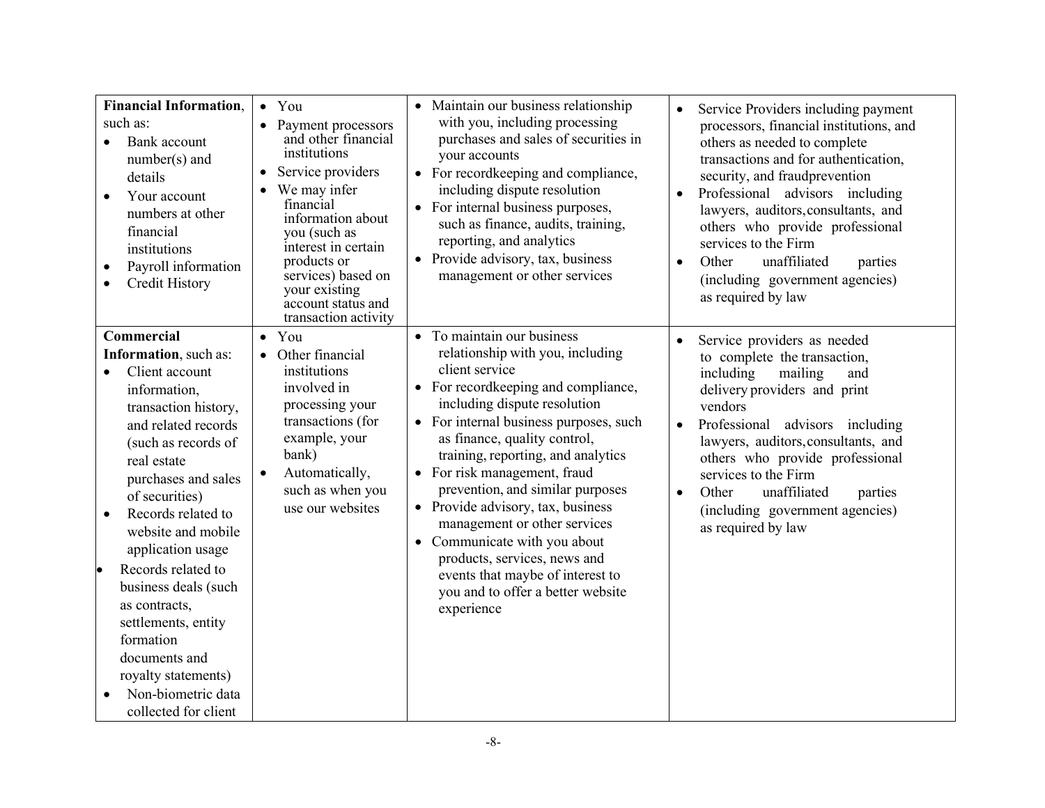| | | | |
|---|---|---|---|
| **Financial Information**, such as:<br>• Bank account number(s) and details<br>• Your account numbers at other financial institutions<br>• Payroll information<br>• Credit History | • You<br>• Payment processors and other financial institutions<br>• Service providers<br>• We may infer financial information about you (such as interest in certain products or services) based on your existing account status and transaction activity | • Maintain our business relationship with you, including processing purchases and sales of securities in your accounts<br>• For recordkeeping and compliance, including dispute resolution<br>• For internal business purposes, such as finance, audits, training, reporting, and analytics<br>• Provide advisory, tax, business management or other services | • Service Providers including payment processors, financial institutions, and others as needed to complete transactions and for authentication, security, and fraudprevention<br>• Professional advisors including lawyers, auditors,consultants, and others who provide professional services to the Firm<br>• Other unaffiliated parties (including government agencies) as required by law |
| **Commercial Information**, such as:<br>• Client account information, transaction history, and related records (such as records of real estate purchases and sales of securities)<br>• Records related to website and mobile application usage<br>• Records related to business deals (such as contracts, settlements, entity formation documents and royalty statements)<br>• Non-biometric data collected for client | • You<br>• Other financial institutions involved in processing your transactions (for example, your bank)<br>• Automatically, such as when you use our websites | • To maintain our business relationship with you, including client service<br>• For recordkeeping and compliance, including dispute resolution<br>• For internal business purposes, such as finance, quality control, training, reporting, and analytics<br>• For risk management, fraud prevention, and similar purposes<br>• Provide advisory, tax, business management or other services<br>• Communicate with you about products, services, news and events that maybe of interest to you and to offer a better website experience | • Service providers as needed to complete the transaction, including mailing and delivery providers and print vendors<br>• Professional advisors including lawyers, auditors,consultants, and others who provide professional services to the Firm<br>• Other unaffiliated parties (including government agencies) as required by law |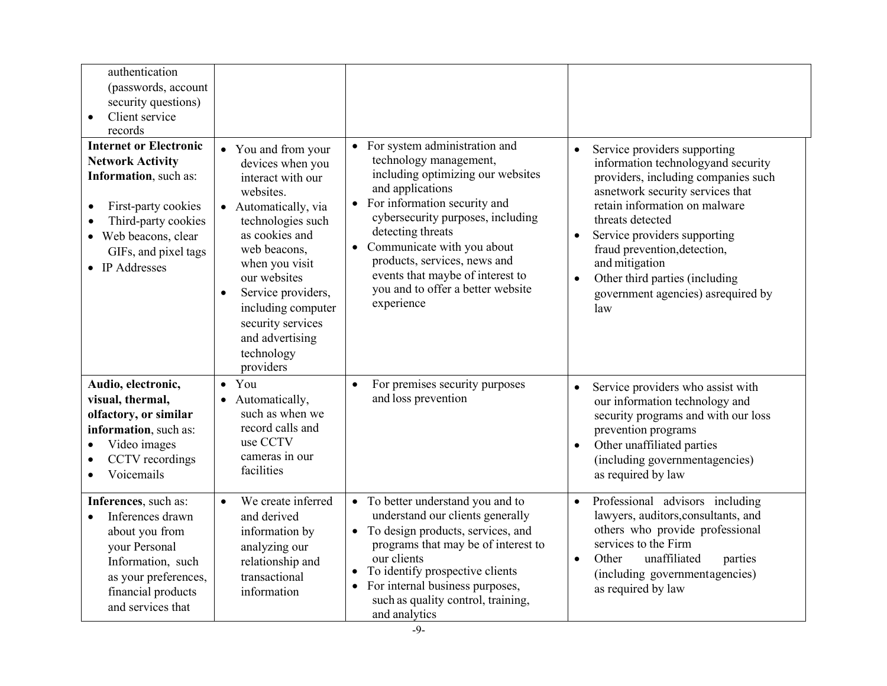| | | | |
|---|---|---|---|
| authentication (passwords, account security questions)<br>• Client service records | | | |
| **Internet or Electronic Network Activity Information**, such as:<br><br>• First-party cookies<br>• Third-party cookies<br>• Web beacons, clear GIFs, and pixel tags<br>• IP Addresses | • You and from your devices when you interact with our websites.<br>• Automatically, via technologies such as cookies and web beacons, when you visit our websites<br>• Service providers, including computer security services and advertising technology providers | • For system administration and technology management, including optimizing our websites and applications<br>• For information security and cybersecurity purposes, including detecting threats<br>• Communicate with you about products, services, news and events that maybe of interest to you and to offer a better website experience | • Service providers supporting information technologyand security providers, including companies such asnetwork security services that retain information on malware threats detected<br>• Service providers supporting fraud prevention,detection, and mitigation<br>• Other third parties (including government agencies) asrequired by law |
| **Audio, electronic, visual, thermal, olfactory, or similar information**, such as:<br>• Video images<br>• CCTV recordings<br>• Voicemails | • You<br>• Automatically, such as when we record calls and use CCTV cameras in our facilities | • For premises security purposes and loss prevention | • Service providers who assist with our information technology and security programs and with our loss prevention programs<br>• Other unaffiliated parties (including governmentagencies) as required by law |
| **Inferences**, such as:<br>• Inferences drawn about you from your Personal Information, such as your preferences, financial products and services that | • We create inferred and derived information by analyzing our relationship and transactional information | • To better understand you and to understand our clients generally<br>• To design products, services, and programs that may be of interest to our clients<br>• To identify prospective clients<br>• For internal business purposes, such as quality control, training, and analytics | • Professional advisors including lawyers, auditors,consultants, and others who provide professional services to the Firm<br>• Other unaffiliated parties (including governmentagencies) as required by law |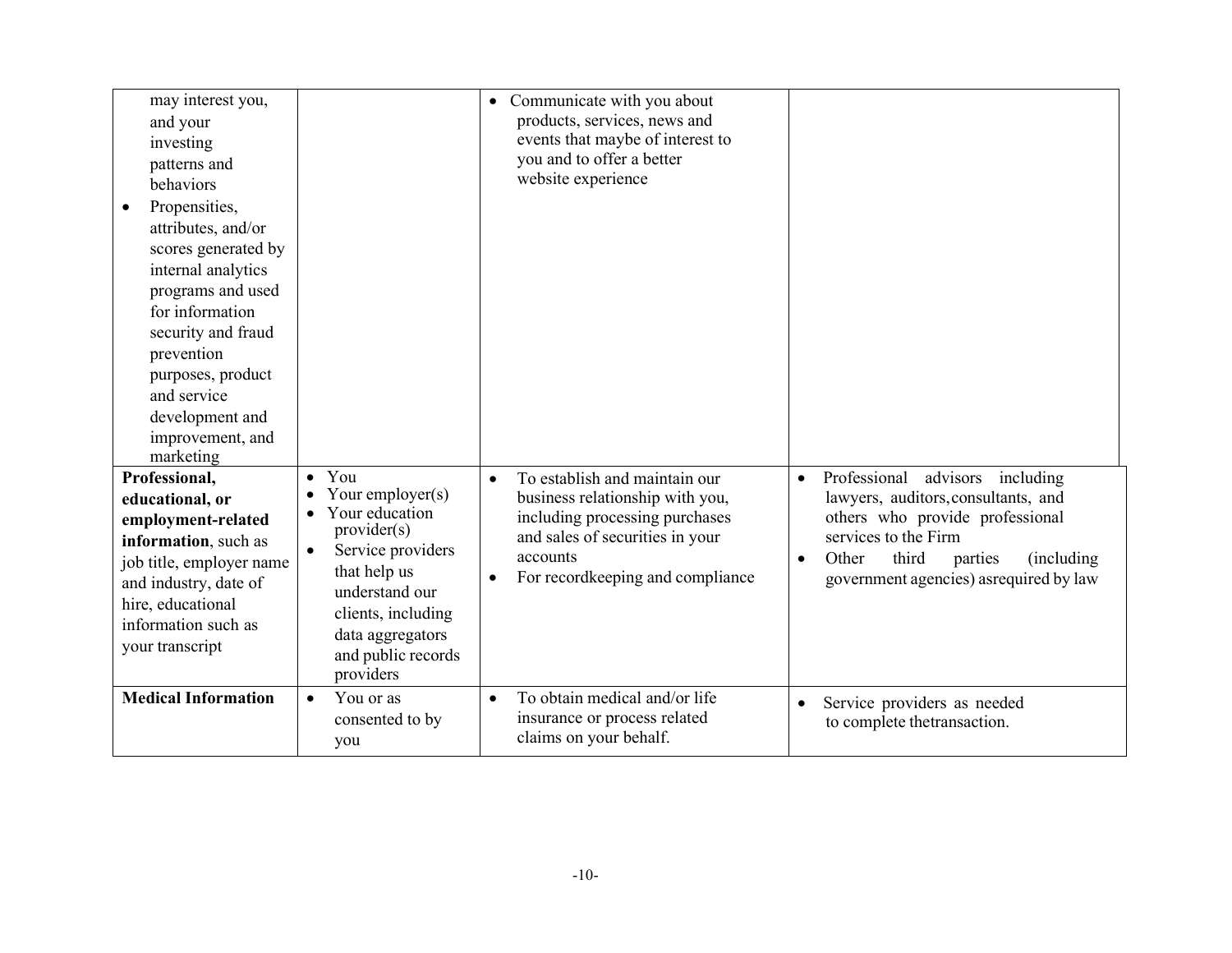| | | | |
|---|---|---|---|
| may interest you, and your investing patterns and behaviors<br>• Propensities, attributes, and/or scores generated by internal analytics programs and used for information security and fraud prevention purposes, product and service development and improvement, and marketing | | • Communicate with you about products, services, news and events that maybe of interest to you and to offer a better website experience | |
| **Professional, educational, or employment-related information**, such as job title, employer name and industry, date of hire, educational information such as your transcript | • You<br>• Your employer(s)<br>• Your education provider(s)<br>• Service providers that help us understand our clients, including data aggregators and public records providers | • To establish and maintain our business relationship with you, including processing purchases and sales of securities in your accounts<br>• For recordkeeping and compliance | • Professional advisors including lawyers, auditors, consultants, and others who provide professional services to the Firm<br>• Other third parties (including government agencies) asrequired by law |
| **Medical Information** | • You or as consented to by you | • To obtain medical and/or life insurance or process related claims on your behalf. | • Service providers as needed to complete thetransaction. |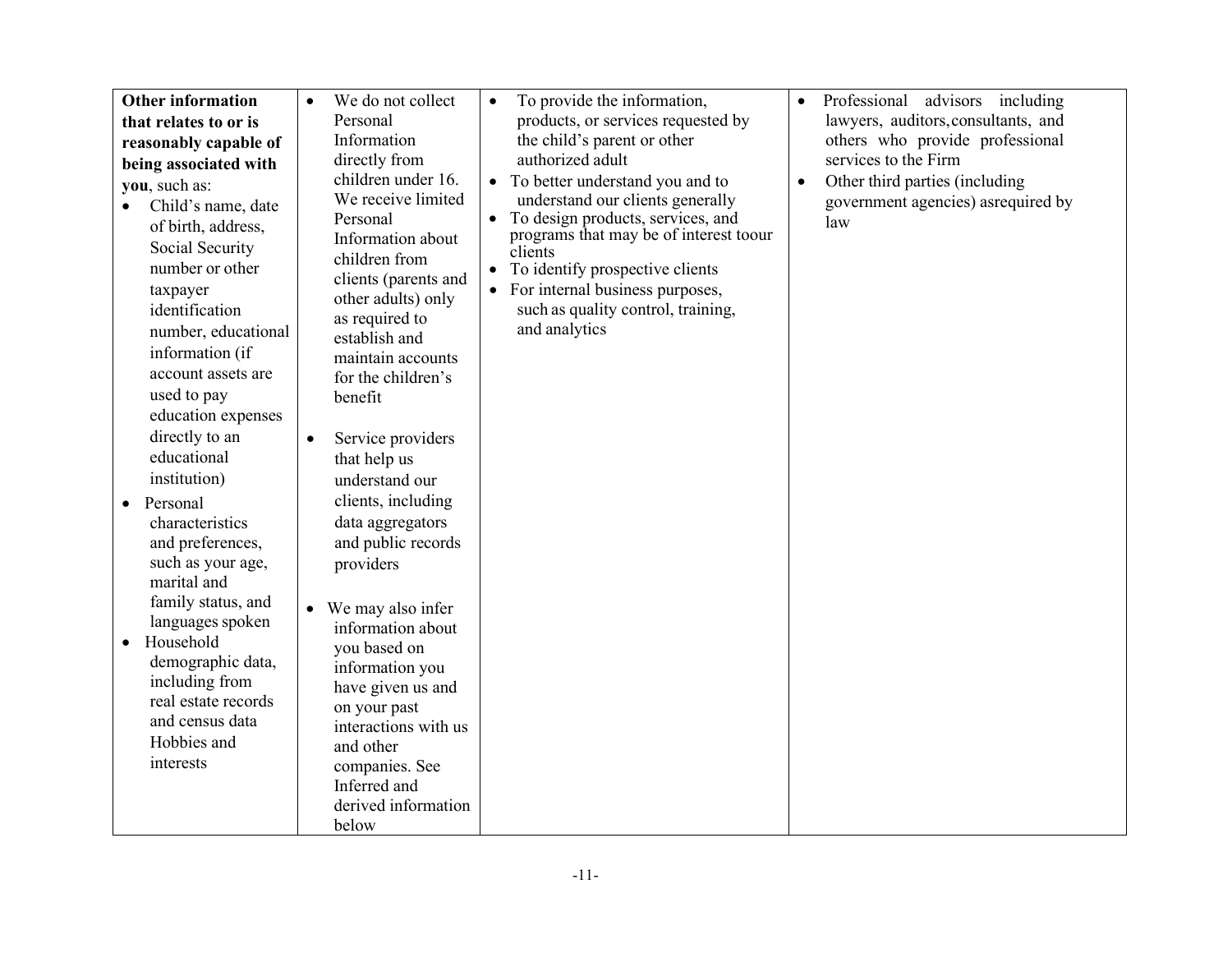| | | | |
|---|---|---|---|
| **Other information that relates to or is reasonably capable of being associated with you**, such as:<br>• Child's name, date of birth, address, Social Security number or other taxpayer identification number, educational information (if account assets are used to pay education expenses directly to an educational institution)<br>• Personal characteristics and preferences, such as your age, marital and family status, and languages spoken<br>• Household demographic data, including from real estate records and census data Hobbies and interests | • We do not collect Personal Information directly from children under 16. We receive limited Personal Information about children from clients (parents and other adults) only as required to establish and maintain accounts for the children's benefit<br>• Service providers that help us understand our clients, including data aggregators and public records providers<br>• We may also infer information about you based on information you have given us and on your past interactions with us and other companies. See Inferred and derived information below | • To provide the information, products, or services requested by the child's parent or other authorized adult<br>• To better understand you and to understand our clients generally<br>• To design products, services, and programs that may be of interest toour clients<br>• To identify prospective clients<br>• For internal business purposes, such as quality control, training, and analytics | • Professional advisors including lawyers, auditors,consultants, and others who provide professional services to the Firm<br>• Other third parties (including government agencies) asrequired by law |